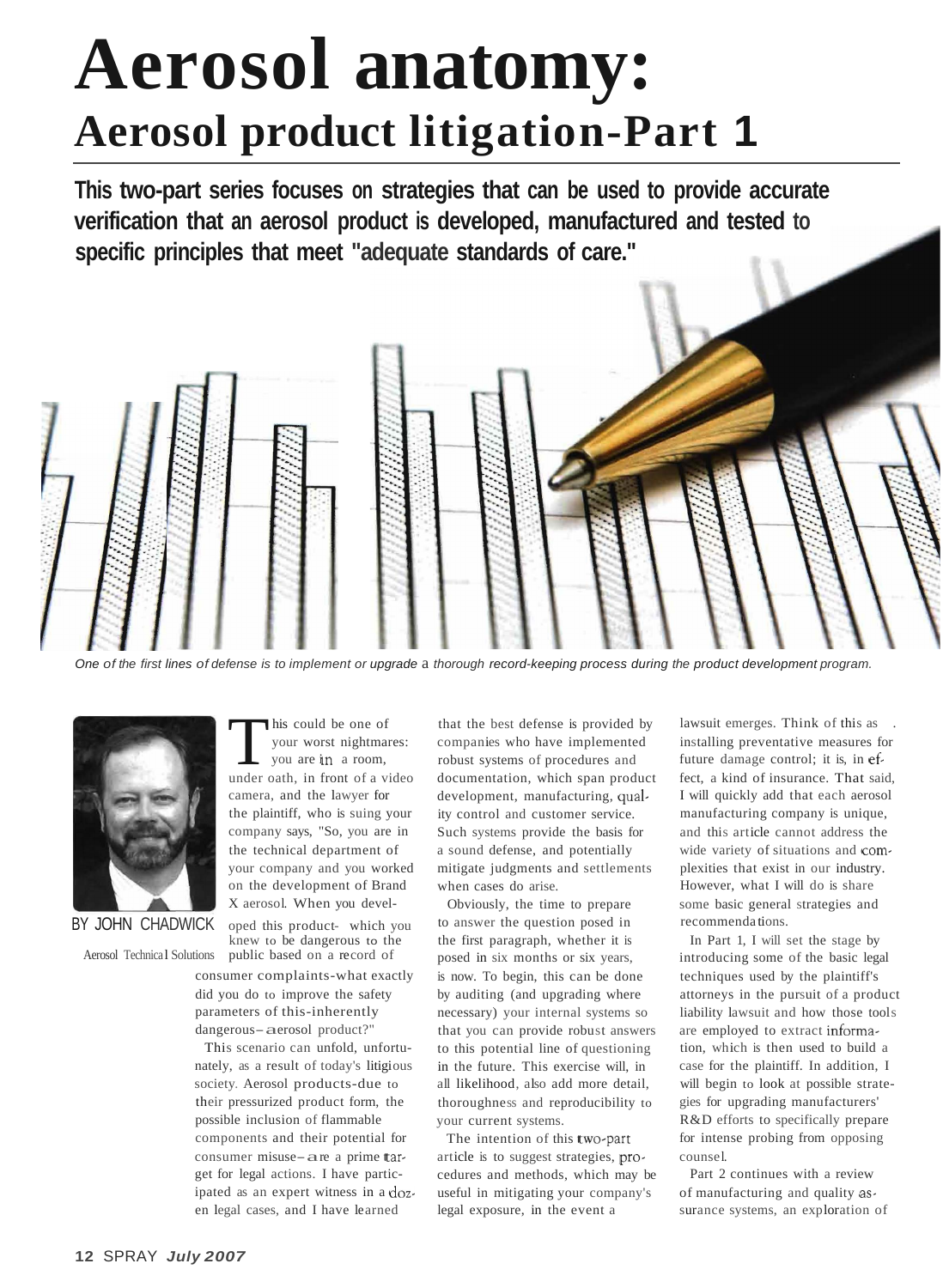# Aerosol anatomy:

## Aerosol product litigation-Part 1

**This two-part series focuses on strategies that can be used to provide accurate verification that an aerosol product is developed, manufactured and tested to specific principles that meet "adequate standards of care."**

*One of the first lines of defense is to implement or upgrade a thorough record-keeping process during the product development program.*

BY JOHN CHADWICK

Aerosol Technical Solutions

This could be one of your worst nightmares: you are in a room, under oath, in front of a video camera, and the lawyer for the plaintiff, who is suing your company says, "So, you are in the technical department of your company and you worked on the development of Brand X aerosol. When you developed this product- which you knew to be dangerous to the public based on a record of consumer complaints-what exactly did you do to improve the safety parameters of this-inherently dangerous–aerosol product?"

This scenario can unfold, unfortunately, as a result of today's litigious society. Aerosol products-due to their pressurized product form, the possible inclusion of flammable components and their potential for consumer misuse–are a prime target for legal actions. I have participated as an expert witness in a dozen legal cases, and I have learned that the best defense is provided by companies who have implemented robust systems of procedures and documentation, which span product development, manufacturing, quality control and customer service. Such systems provide the basis for a sound defense, and potentially mitigate judgments and settlements when cases do arise.

Obviously, the time to prepare to answer the question posed in the first paragraph, whether it is posed in six months or six years, is now. To begin, this can be done by auditing (and upgrading where necessary) your internal systems so that you can provide robust answers to this potential line of questioning in the future. This exercise will, in all likelihood, also add more detail, thoroughness and reproducibility to your current systems.

The intention of this two-part article is to suggest strategies, procedures and methods, which may be useful in mitigating your company's legal exposure, in the event a lawsuit emerges. Think of this as installing preventative measures for future damage control; it is, in effect, a kind of insurance. That said, I will quickly add that each aerosol manufacturing company is unique, and this article cannot address the wide variety of situations and complexities that exist in our industry. However, what I will do is share some basic general strategies and recommendations.

In Part 1, I will set the stage by introducing some of the basic legal techniques used by the plaintiff's attorneys in the pursuit of a product liability lawsuit and how those tools are employed to extract information, which is then used to build a case for the plaintiff. In addition, I will begin to look at possible strategies for upgrading manufacturers' R&D efforts to specifically prepare for intense probing from opposing counsel.

Part 2 continues with a review of manufacturing and quality assurance systems, an exploration of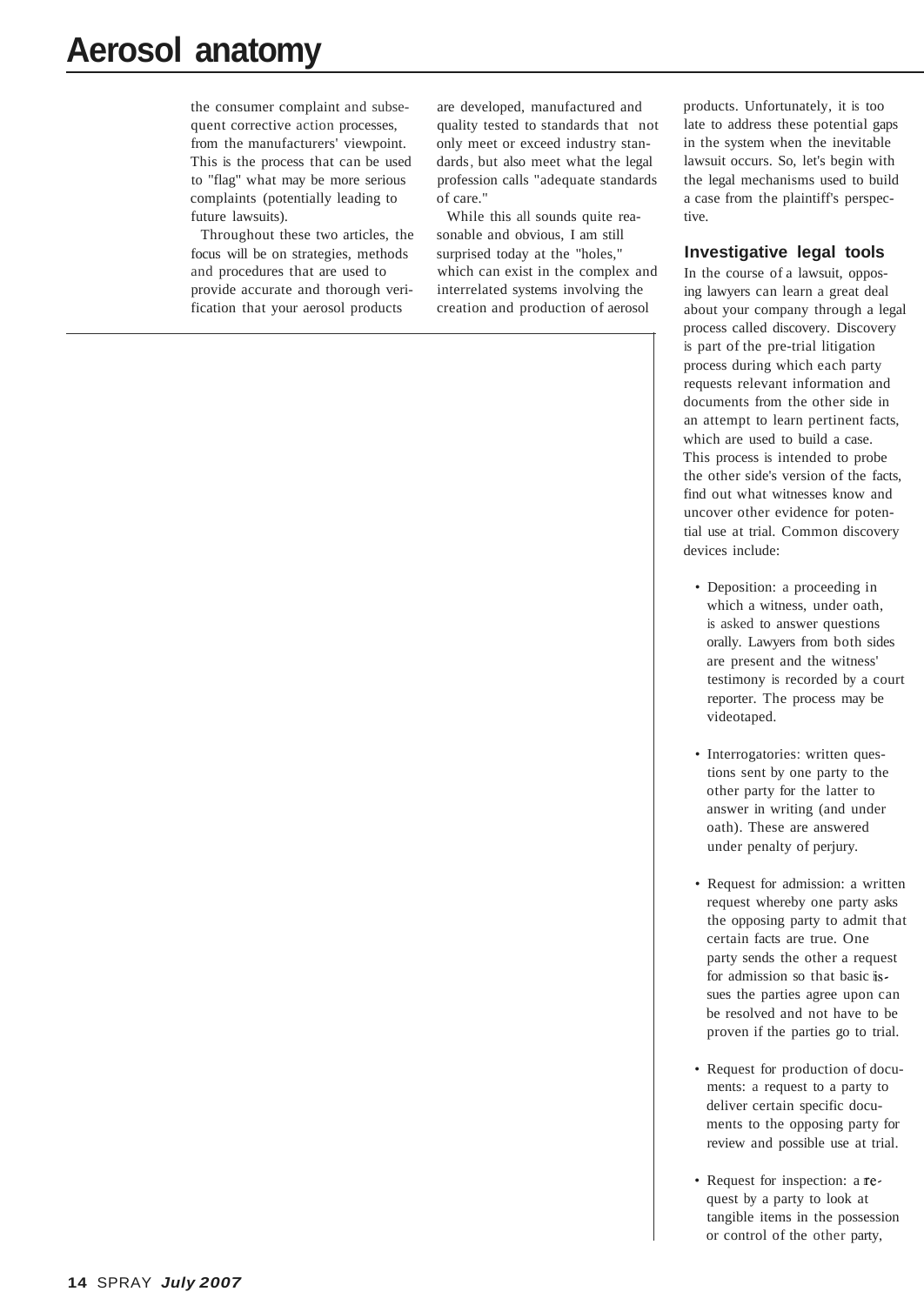the consumer complaint and subsequent corrective action processes, from the manufacturers' viewpoint. This is the process that can be used to "flag" what may be more serious complaints (potentially leading to future lawsuits).

Throughout these two articles, the focus will be on strategies, methods and procedures that are used to provide accurate and thorough verification that your aerosol products are developed, manufactured and quality tested to standards that not only meet or exceed industry standards, but also meet what the legal profession calls "adequate standards of care."

While this all sounds quite reasonable and obvious, I am still surprised today at the "holes," which can exist in the complex and interrelated systems involving the creation and production of aerosol products. Unfortunately, it is too late to address these potential gaps in the system when the inevitable lawsuit occurs. So, let's begin with the legal mechanisms used to build a case from the plaintiff's perspective.

### Investigative legal tools

In the course of a lawsuit, opposing lawyers can learn a great deal about your company through a legal process called discovery. Discovery is part of the pre-trial litigation process during which each party requests relevant information and documents from the other side in an attempt to learn pertinent facts, which are used to build a case. This process is intended to probe the other side's version of the facts, find out what witnesses know and uncover other evidence for potential use at trial. Common discovery devices include:

- Deposition: a proceeding in which a witness, under oath, is asked to answer questions orally. Lawyers from both sides are present and the witness' testimony is recorded by a court reporter. The process may be videotaped.
- Interrogatories: written questions sent by one party to the other party for the latter to answer in writing (and under oath). These are answered under penalty of perjury.
- Request for admission: a written request whereby one party asks the opposing party to admit that certain facts are true. One party sends the other a request for admission so that basic issues the parties agree upon can be resolved and not have to be proven if the parties go to trial.
- Request for production of documents: a request to a party to deliver certain specific documents to the opposing party for review and possible use at trial.
- Request for inspection: a request by a party to look at tangible items in the possession or control of the other party,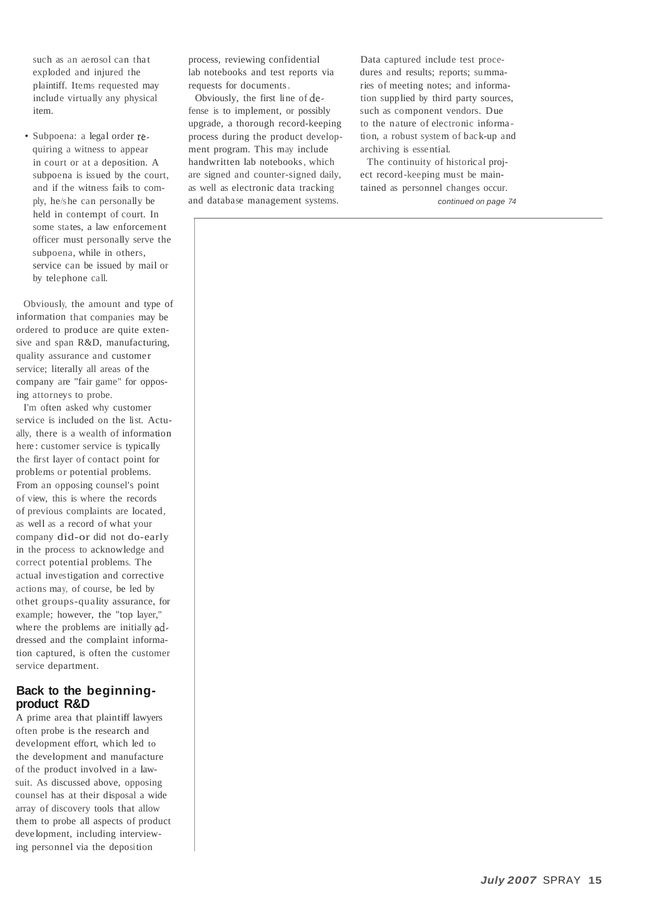such as an aerosol can that exploded and injured the plaintiff. Items requested may include virtually any physical item.

- Subpoena: a legal order requiring a witness to appear in court or at a deposition. A subpoena is issued by the court, and if the witness fails to comply, he/she can personally be held in contempt of court. In some states, a law enforcement officer must personally serve the subpoena, while in others, service can be issued by mail or by telephone call.

Obviously, the amount and type of information that companies may be ordered to produce are quite extensive and span R&D, manufacturing, quality assurance and customer service; literally all areas of the company are "fair game" for opposing attorneys to probe.

I'm often asked why customer service is included on the list. Actually, there is a wealth of information here: customer service is typically the first layer of contact point for problems or potential problems. From an opposing counsel's point of view, this is where the records of previous complaints are located, as well as a record of what your company did-or did not do-early in the process to acknowledge and correct potential problems. The actual investigation and corrective actions may, of course, be led by othet groups-quality assurance, for example; however, the "top layer," where the problems are initially addressed and the complaint information captured, is often the customer service department.

## Back to the beginning-product R&D

A prime area that plaintiff lawyers often probe is the research and development effort, which led to the development and manufacture of the product involved in a lawsuit. As discussed above, opposing counsel has at their disposal a wide array of discovery tools that allow them to probe all aspects of product development, including interviewing personnel via the deposition process, reviewing confidential lab notebooks and test reports via requests for documents.

Obviously, the first line of defense is to implement, or possibly upgrade, a thorough record-keeping process during the product development program. This may include handwritten lab notebooks, which are signed and counter-signed daily, as well as electronic data tracking and database management systems. Data captured include test procedures and results; reports; summaries of meeting notes; and information supplied by third party sources, such as component vendors. Due to the nature of electronic information, a robust system of back-up and archiving is essential.

The continuity of historical project record-keeping must be maintained as personnel changes occur.

*continued on page 74*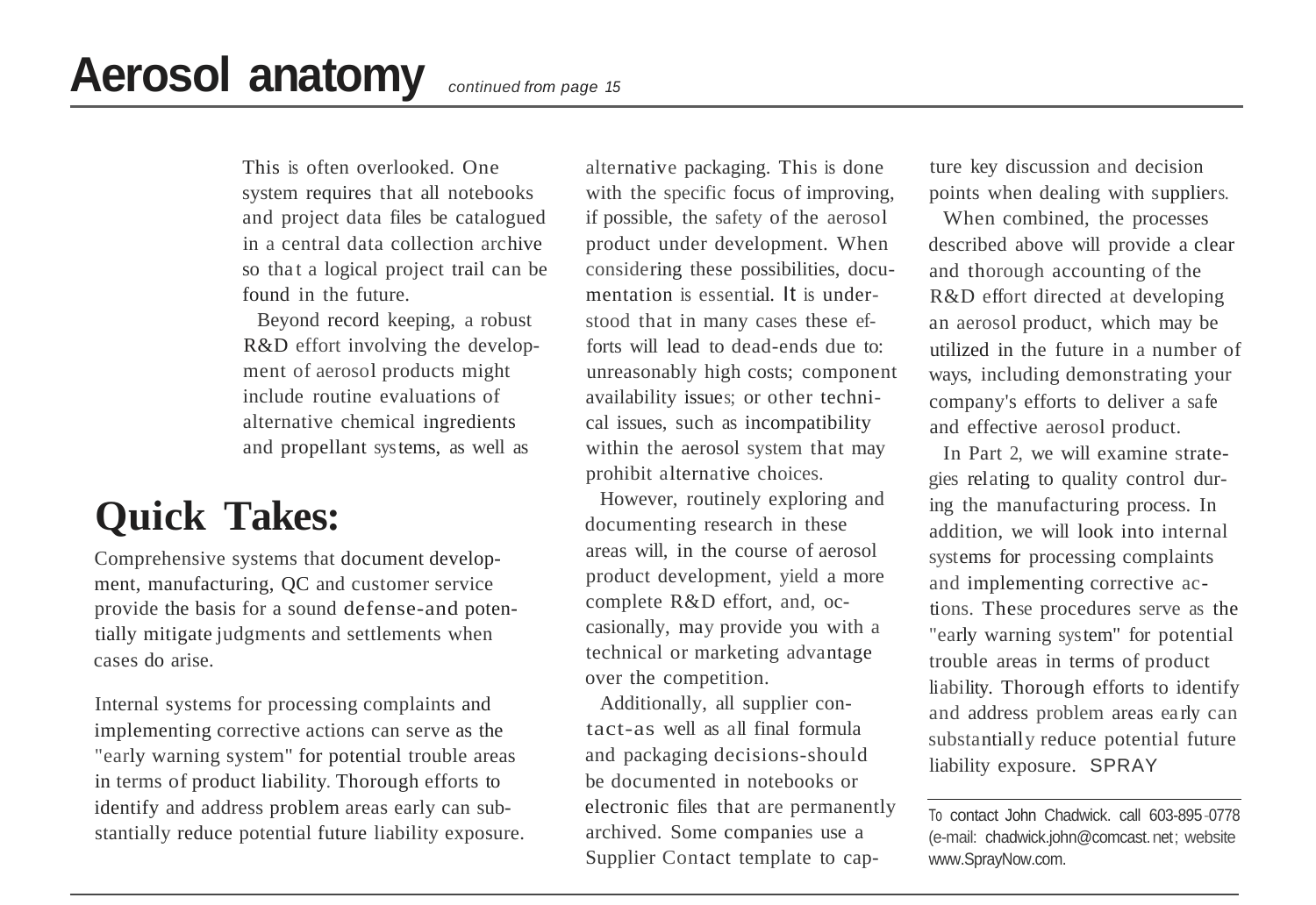# Aerosol anatomy *continued from page 15*

This is often overlooked. One system requires that all notebooks and project data files be catalogued in a central data collection archive so that a logical project trail can be found in the future.

Beyond record keeping, a robust R&D effort involving the development of aerosol products might include routine evaluations of alternative chemical ingredients and propellant systems, as well as alternative packaging. This is done with the specific focus of improving, if possible, the safety of the aerosol product under development. When considering these possibilities, documentation is essential. It is understood that in many cases these efforts will lead to dead-ends due to: unreasonably high costs; component availability issues; or other technical issues, such as incompatibility within the aerosol system that may prohibit alternative choices.

However, routinely exploring and documenting research in these areas will, in the course of aerosol product development, yield a more complete R&D effort, and, occasionally, may provide you with a technical or marketing advantage over the competition.

Additionally, all supplier contact-as well as all final formula and packaging decisions-should be documented in notebooks or electronic files that are permanently archived. Some companies use a Supplier Contact template to capture key discussion and decision points when dealing with suppliers.

When combined, the processes described above will provide a clear and thorough accounting of the R&D effort directed at developing an aerosol product, which may be utilized in the future in a number of ways, including demonstrating your company's efforts to deliver a safe and effective aerosol product.

In Part 2, we will examine strategies relating to quality control during the manufacturing process. In addition, we will look into internal systems for processing complaints and implementing corrective actions. These procedures serve as the "early warning system" for potential trouble areas in terms of product liability. Thorough efforts to identify and address problem areas early can substantially reduce potential future liability exposure. SPRAY

## Quick Takes:

Comprehensive systems that document development, manufacturing, QC and customer service provide the basis for a sound defense-and potentially mitigate judgments and settlements when cases do arise.

Internal systems for processing complaints and implementing corrective actions can serve as the "early warning system" for potential trouble areas in terms of product liability. Thorough efforts to identify and address problem areas early can substantially reduce potential future liability exposure.

To contact John Chadwick. call 603-895-0778 (e-mail: chadwick.john@comcast.net; website www.SprayNow.com.